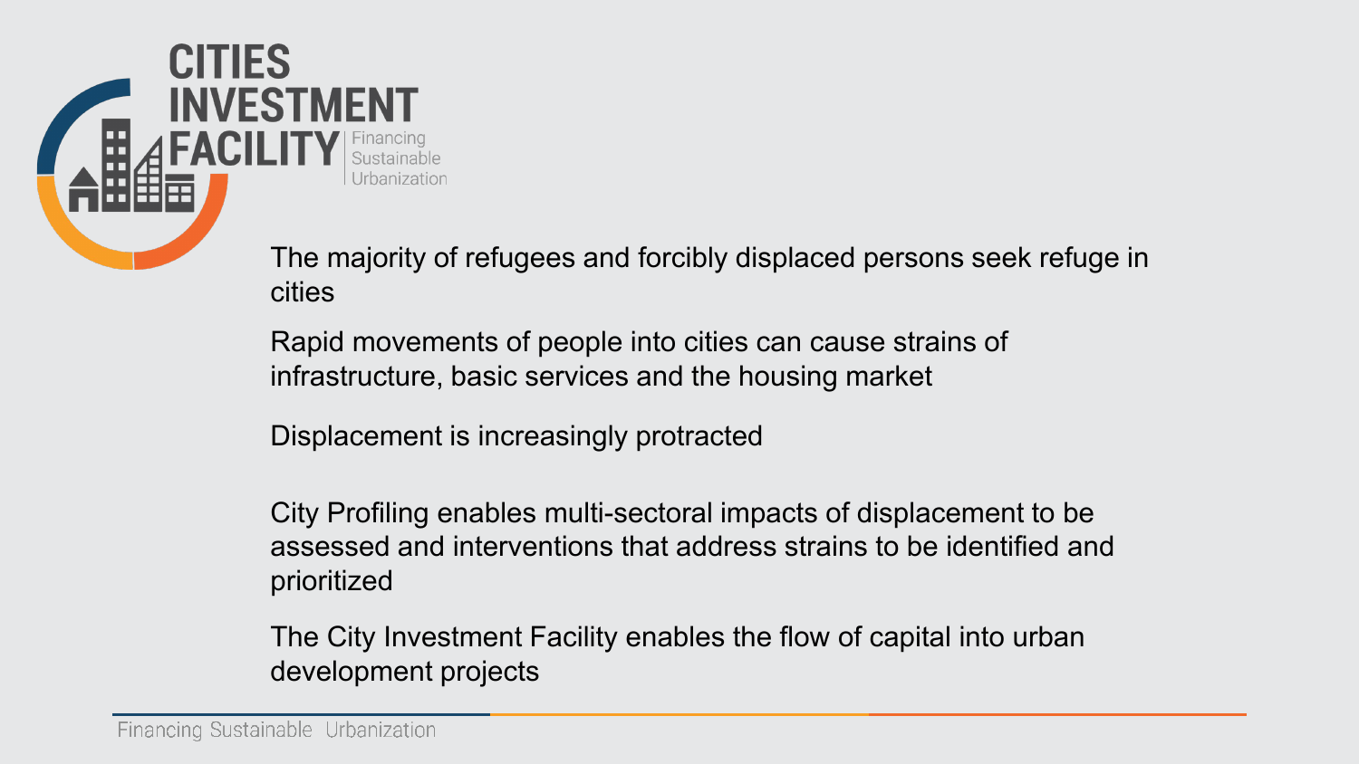# CITIES INVESTMENT FACILITY

Financing Sustainable Urbanization

The majority of refugees and forcibly displaced persons seek refuge in cities

Rapid movements of people into cities can cause strains of infrastructure, basic services and the housing market

Displacement is increasingly protracted

City Profiling enables multi-sectoral impacts of displacement to be assessed and interventions that address strains to be identified and prioritized

The City Investment Facility enables the flow of capital into urban development projects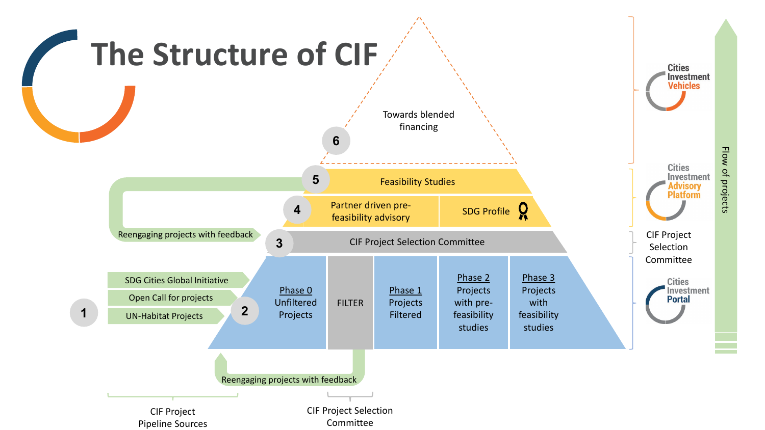# The Structure of CIF

Towards blended financing

6

5 Feasibility Studies

4 Partner driven pre-feasibility advisory | SDG Profile

3 CIF Project Selection Committee

Reengaging projects with feedback

1

- SDG Cities Global Initiative
- Open Call for projects
- UN-Habitat Projects

2

| Phase 0 Unfiltered Projects | FILTER | Phase 1 Projects Filtered | Phase 2 Projects with pre-feasibility studies | Phase 3 Projects with feasibility studies |
|---|---|---|---|---|

Reengaging projects with feedback

CIF Project Pipeline Sources

CIF Project Selection Committee

Cities Investment Vehicles

Cities Investment Advisory Platform

CIF Project Selection Committee

Cities Investment Portal

Flow of projects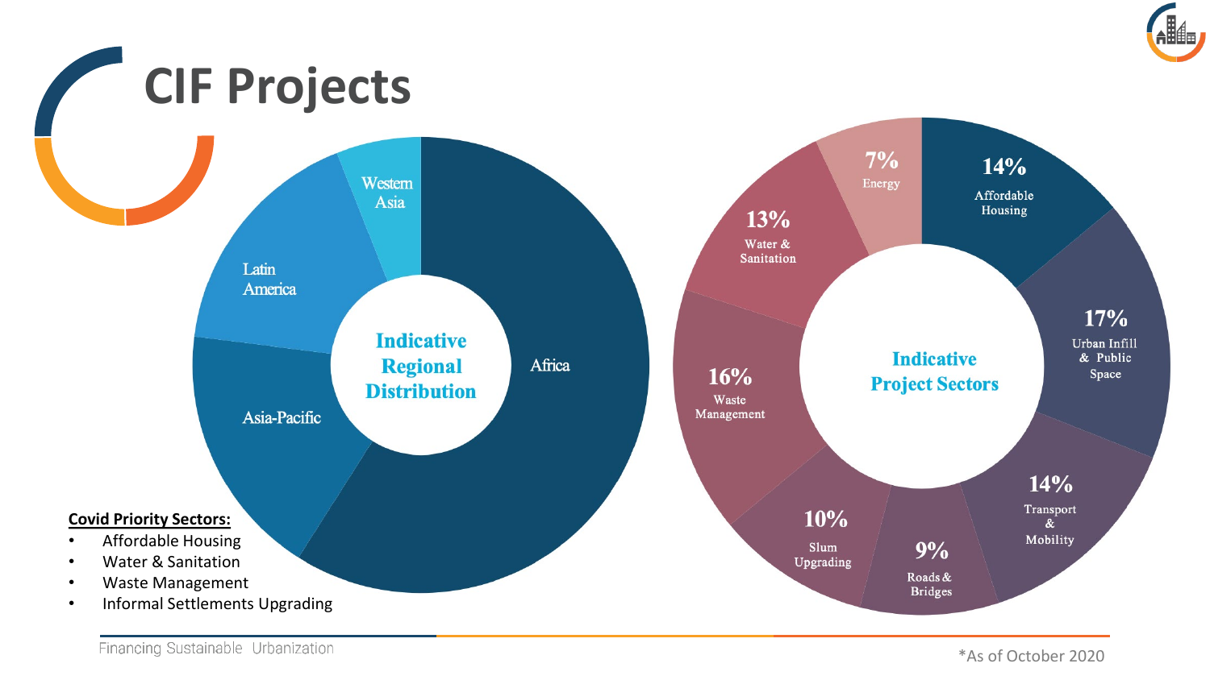# CIF Projects

**Indicative Regional Distribution**

- Africa
- Asia-Pacific
- Latin America
- Western Asia

**Indicative Project Sectors**

| Sector | Share |
| --- | --- |
| Affordable Housing | 14% |
| Urban Infill & Public Space | 17% |
| Transport & Mobility | 14% |
| Roads & Bridges | 9% |
| Slum Upgrading | 10% |
| Waste Management | 16% |
| Water & Sanitation | 13% |
| Energy | 7% |

**Covid Priority Sectors:**

- Affordable Housing
- Water & Sanitation
- Waste Management
- Informal Settlements Upgrading

Financing Sustainable Urbanization

*As of October 2020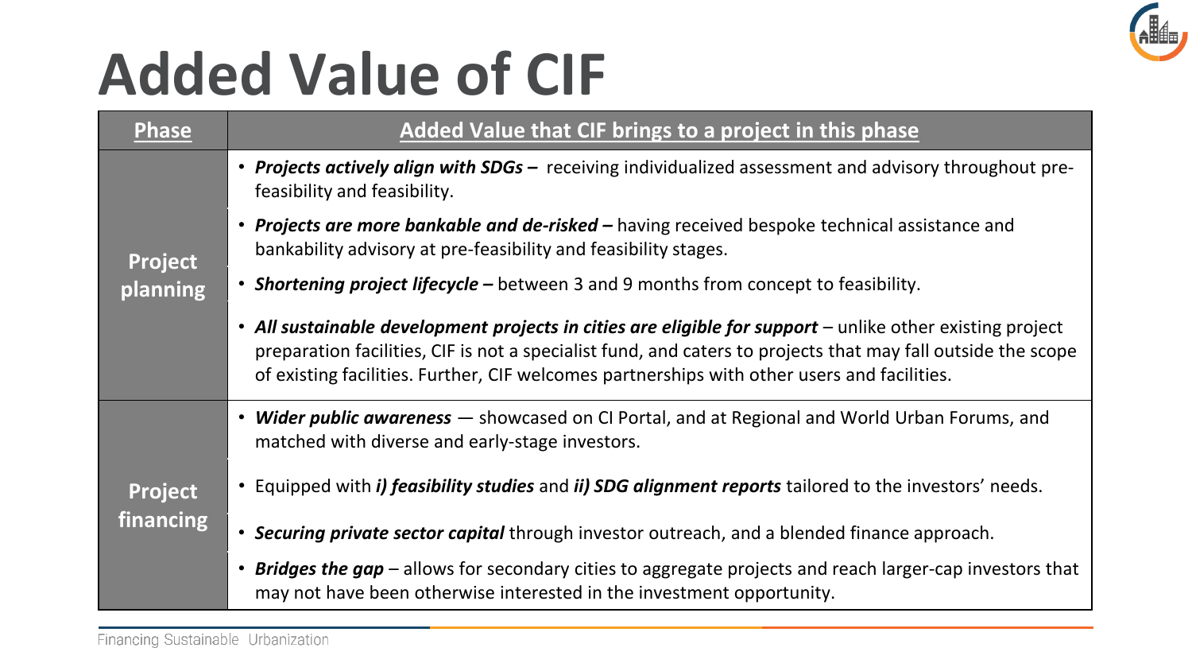# Added Value of CIF

| Phase | Added Value that CIF brings to a project in this phase |
|---|---|
| **Project planning** | • ***Projects actively align with SDGs –*** receiving individualized assessment and advisory throughout pre-feasibility and feasibility.<br>• ***Projects are more bankable and de-risked –*** having received bespoke technical assistance and bankability advisory at pre-feasibility and feasibility stages.<br>• ***Shortening project lifecycle –*** between 3 and 9 months from concept to feasibility.<br>• ***All sustainable development projects in cities are eligible for support*** – unlike other existing project preparation facilities, CIF is not a specialist fund, and caters to projects that may fall outside the scope of existing facilities. Further, CIF welcomes partnerships with other users and facilities. |
| **Project financing** | • ***Wider public awareness*** — showcased on CI Portal, and at Regional and World Urban Forums, and matched with diverse and early-stage investors.<br>• Equipped with ***i) feasibility studies*** and ***ii) SDG alignment reports*** tailored to the investors' needs.<br>• ***Securing private sector capital*** through investor outreach, and a blended finance approach.<br>• ***Bridges the gap*** – allows for secondary cities to aggregate projects and reach larger-cap investors that may not have been otherwise interested in the investment opportunity. |